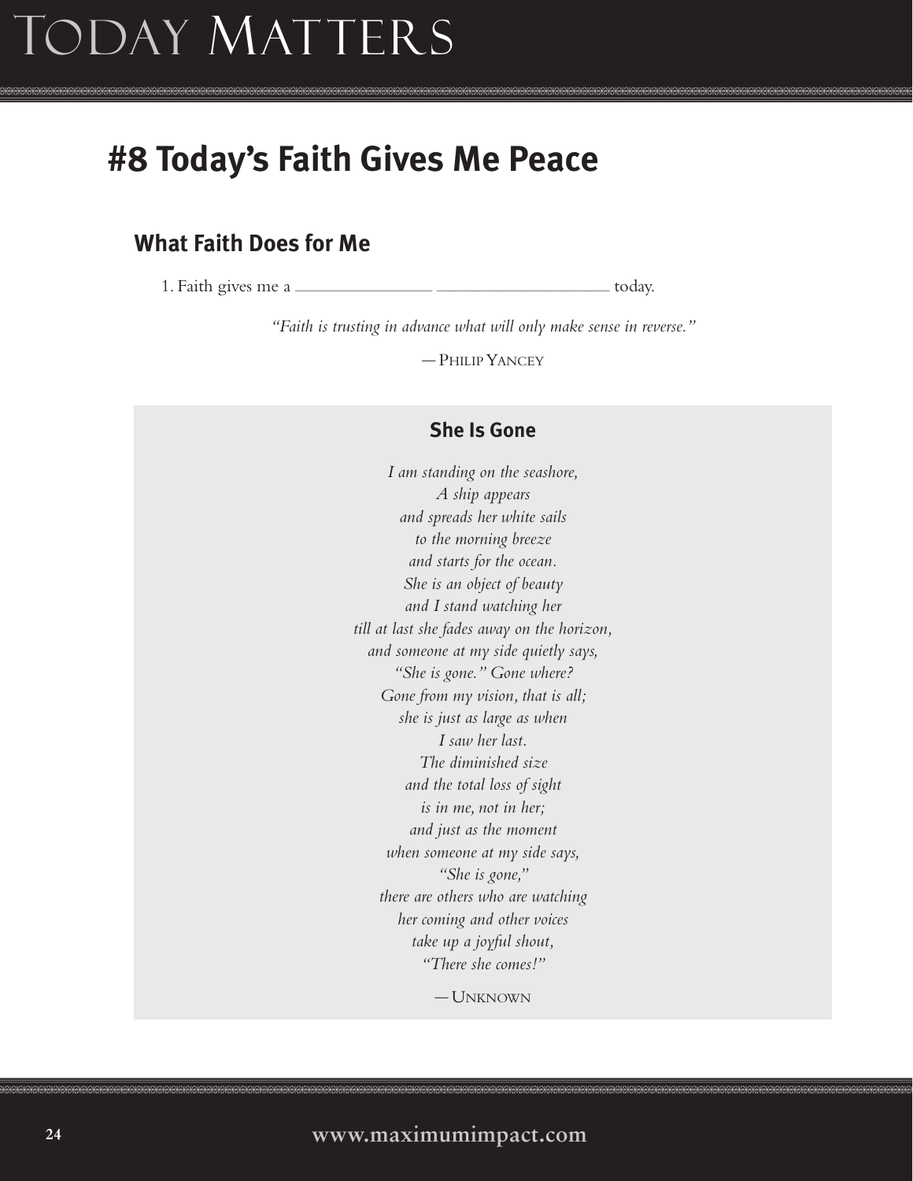# #8 Today's Faith Gives Me Peace

## What Faith Does for Me

1. Faith gives me a _______________ __________________ today.

*"Faith is trusting in advance what will only make sense in reverse."*

— Philip Yancey

### She Is Gone

*I am standing on the seashore,*
*A ship appears*
*and spreads her white sails*
*to the morning breeze*
*and starts for the ocean.*
*She is an object of beauty*
*and I stand watching her*
*till at last she fades away on the horizon,*
*and someone at my side quietly says,*
*"She is gone." Gone where?*
*Gone from my vision, that is all;*
*she is just as large as when*
*I saw her last.*
*The diminished size*
*and the total loss of sight*
*is in me, not in her;*
*and just as the moment*
*when someone at my side says,*
*"She is gone,"*
*there are others who are watching*
*her coming and other voices*
*take up a joyful shout,*
*"There she comes!"*

— Unknown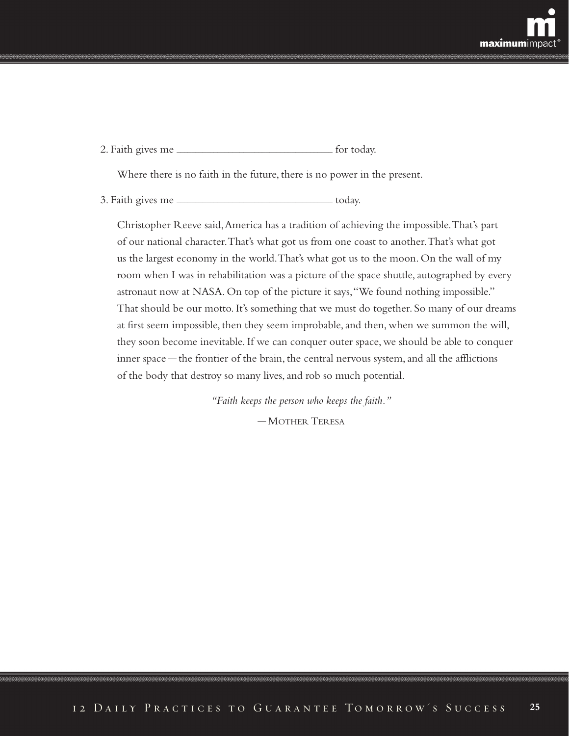2. Faith gives me ____________________________ for today.

Where there is no faith in the future, there is no power in the present.

3. Faith gives me ____________________________ today.

Christopher Reeve said, America has a tradition of achieving the impossible. That's part of our national character. That's what got us from one coast to another. That's what got us the largest economy in the world. That's what got us to the moon. On the wall of my room when I was in rehabilitation was a picture of the space shuttle, autographed by every astronaut now at NASA. On top of the picture it says, "We found nothing impossible." That should be our motto. It's something that we must do together. So many of our dreams at first seem impossible, then they seem improbable, and then, when we summon the will, they soon become inevitable. If we can conquer outer space, we should be able to conquer inner space — the frontier of the brain, the central nervous system, and all the afflictions of the body that destroy so many lives, and rob so much potential.

*"Faith keeps the person who keeps the faith."*

— Mother Teresa